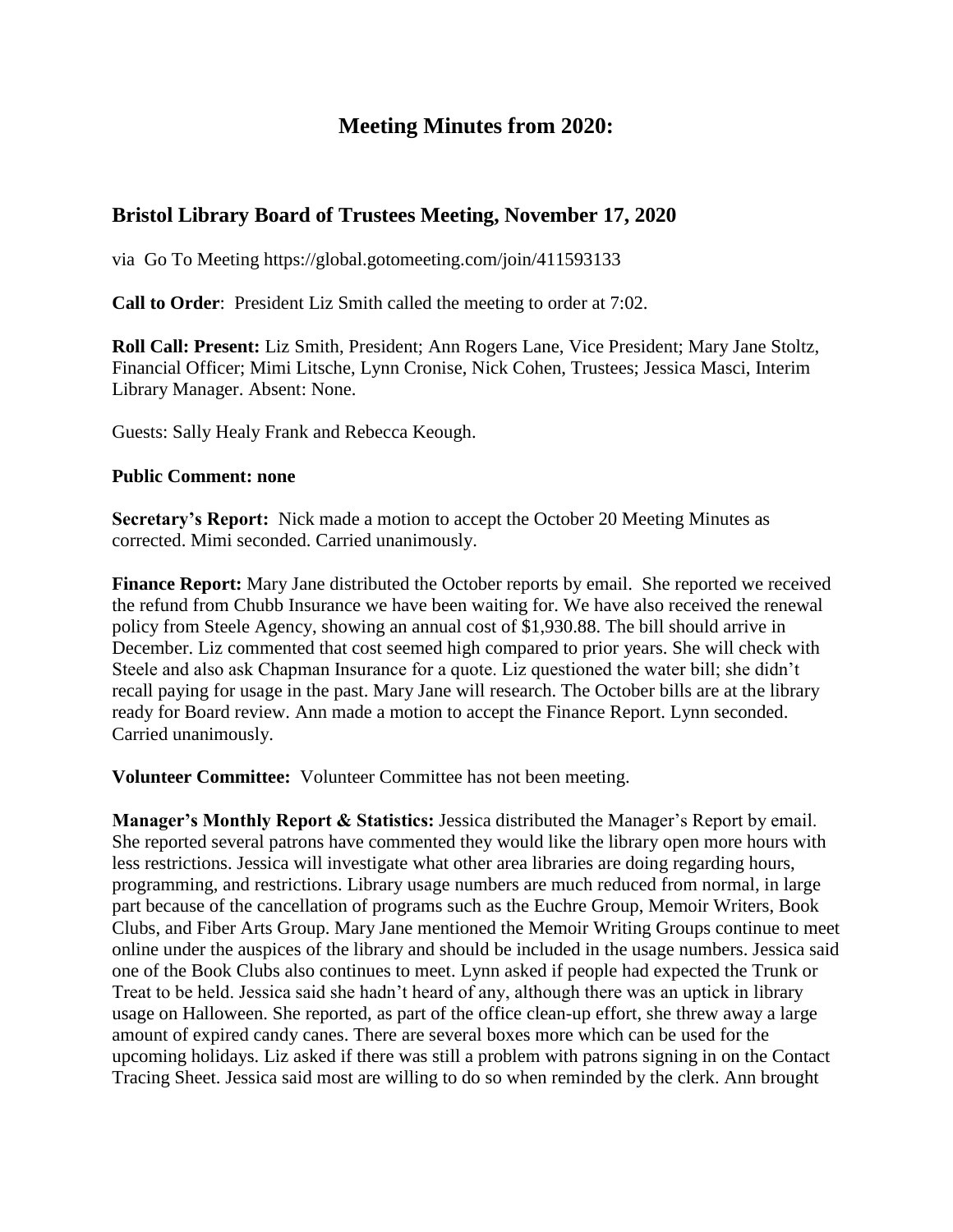# Meeting Minutes from 2020:

## Bristol Library Board of Trustees Meeting, November 17, 2020

via Go To Meeting https://global.gotomeeting.com/join/411593133

**Call to Order**: President Liz Smith called the meeting to order at 7:02.

**Roll Call: Present:** Liz Smith, President; Ann Rogers Lane, Vice President; Mary Jane Stoltz, Financial Officer; Mimi Litsche, Lynn Cronise, Nick Cohen, Trustees; Jessica Masci, Interim Library Manager. Absent: None.

Guests: Sally Healy Frank and Rebecca Keough.

**Public Comment: none**

**Secretary's Report:** Nick made a motion to accept the October 20 Meeting Minutes as corrected. Mimi seconded. Carried unanimously.

**Finance Report:** Mary Jane distributed the October reports by email. She reported we received the refund from Chubb Insurance we have been waiting for. We have also received the renewal policy from Steele Agency, showing an annual cost of $1,930.88. The bill should arrive in December. Liz commented that cost seemed high compared to prior years. She will check with Steele and also ask Chapman Insurance for a quote. Liz questioned the water bill; she didn't recall paying for usage in the past. Mary Jane will research. The October bills are at the library ready for Board review. Ann made a motion to accept the Finance Report. Lynn seconded. Carried unanimously.

**Volunteer Committee:** Volunteer Committee has not been meeting.

**Manager's Monthly Report & Statistics:** Jessica distributed the Manager's Report by email. She reported several patrons have commented they would like the library open more hours with less restrictions. Jessica will investigate what other area libraries are doing regarding hours, programming, and restrictions. Library usage numbers are much reduced from normal, in large part because of the cancellation of programs such as the Euchre Group, Memoir Writers, Book Clubs, and Fiber Arts Group. Mary Jane mentioned the Memoir Writing Groups continue to meet online under the auspices of the library and should be included in the usage numbers. Jessica said one of the Book Clubs also continues to meet. Lynn asked if people had expected the Trunk or Treat to be held. Jessica said she hadn't heard of any, although there was an uptick in library usage on Halloween. She reported, as part of the office clean-up effort, she threw away a large amount of expired candy canes. There are several boxes more which can be used for the upcoming holidays. Liz asked if there was still a problem with patrons signing in on the Contact Tracing Sheet. Jessica said most are willing to do so when reminded by the clerk. Ann brought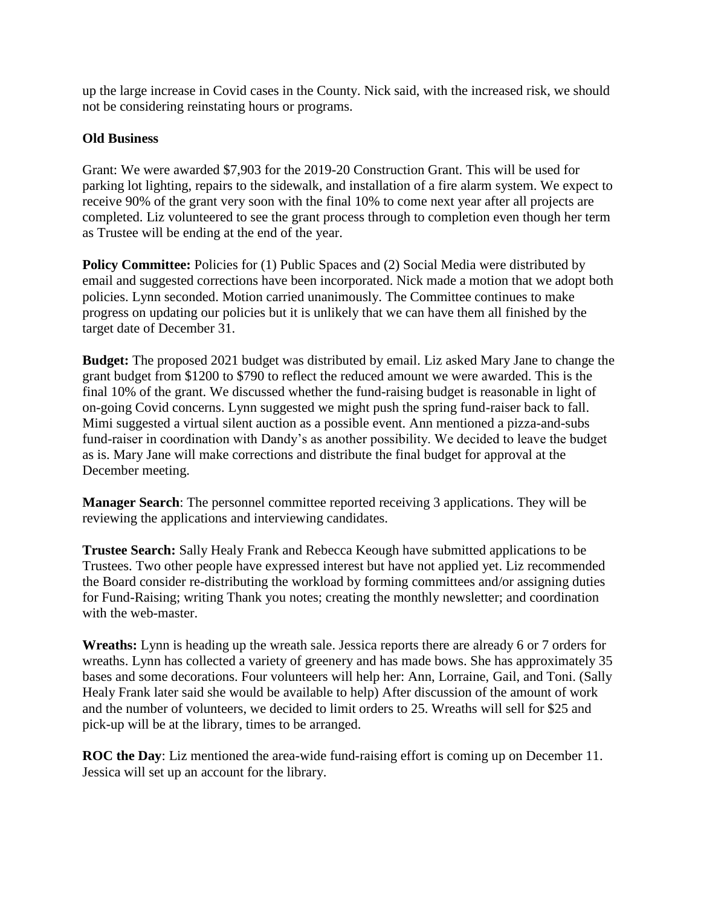up the large increase in Covid cases in the County. Nick said, with the increased risk, we should not be considering reinstating hours or programs.

**Old Business**

Grant: We were awarded $7,903 for the 2019-20 Construction Grant. This will be used for parking lot lighting, repairs to the sidewalk, and installation of a fire alarm system. We expect to receive 90% of the grant very soon with the final 10% to come next year after all projects are completed. Liz volunteered to see the grant process through to completion even though her term as Trustee will be ending at the end of the year.

**Policy Committee:** Policies for (1) Public Spaces and (2) Social Media were distributed by email and suggested corrections have been incorporated. Nick made a motion that we adopt both policies. Lynn seconded. Motion carried unanimously. The Committee continues to make progress on updating our policies but it is unlikely that we can have them all finished by the target date of December 31.

**Budget:** The proposed 2021 budget was distributed by email. Liz asked Mary Jane to change the grant budget from $1200 to $790 to reflect the reduced amount we were awarded. This is the final 10% of the grant. We discussed whether the fund-raising budget is reasonable in light of on-going Covid concerns. Lynn suggested we might push the spring fund-raiser back to fall. Mimi suggested a virtual silent auction as a possible event. Ann mentioned a pizza-and-subs fund-raiser in coordination with Dandy's as another possibility. We decided to leave the budget as is. Mary Jane will make corrections and distribute the final budget for approval at the December meeting.

**Manager Search**: The personnel committee reported receiving 3 applications. They will be reviewing the applications and interviewing candidates.

**Trustee Search:** Sally Healy Frank and Rebecca Keough have submitted applications to be Trustees. Two other people have expressed interest but have not applied yet. Liz recommended the Board consider re-distributing the workload by forming committees and/or assigning duties for Fund-Raising; writing Thank you notes; creating the monthly newsletter; and coordination with the web-master.

**Wreaths:** Lynn is heading up the wreath sale. Jessica reports there are already 6 or 7 orders for wreaths. Lynn has collected a variety of greenery and has made bows. She has approximately 35 bases and some decorations. Four volunteers will help her: Ann, Lorraine, Gail, and Toni. (Sally Healy Frank later said she would be available to help) After discussion of the amount of work and the number of volunteers, we decided to limit orders to 25. Wreaths will sell for $25 and pick-up will be at the library, times to be arranged.

**ROC the Day**: Liz mentioned the area-wide fund-raising effort is coming up on December 11. Jessica will set up an account for the library.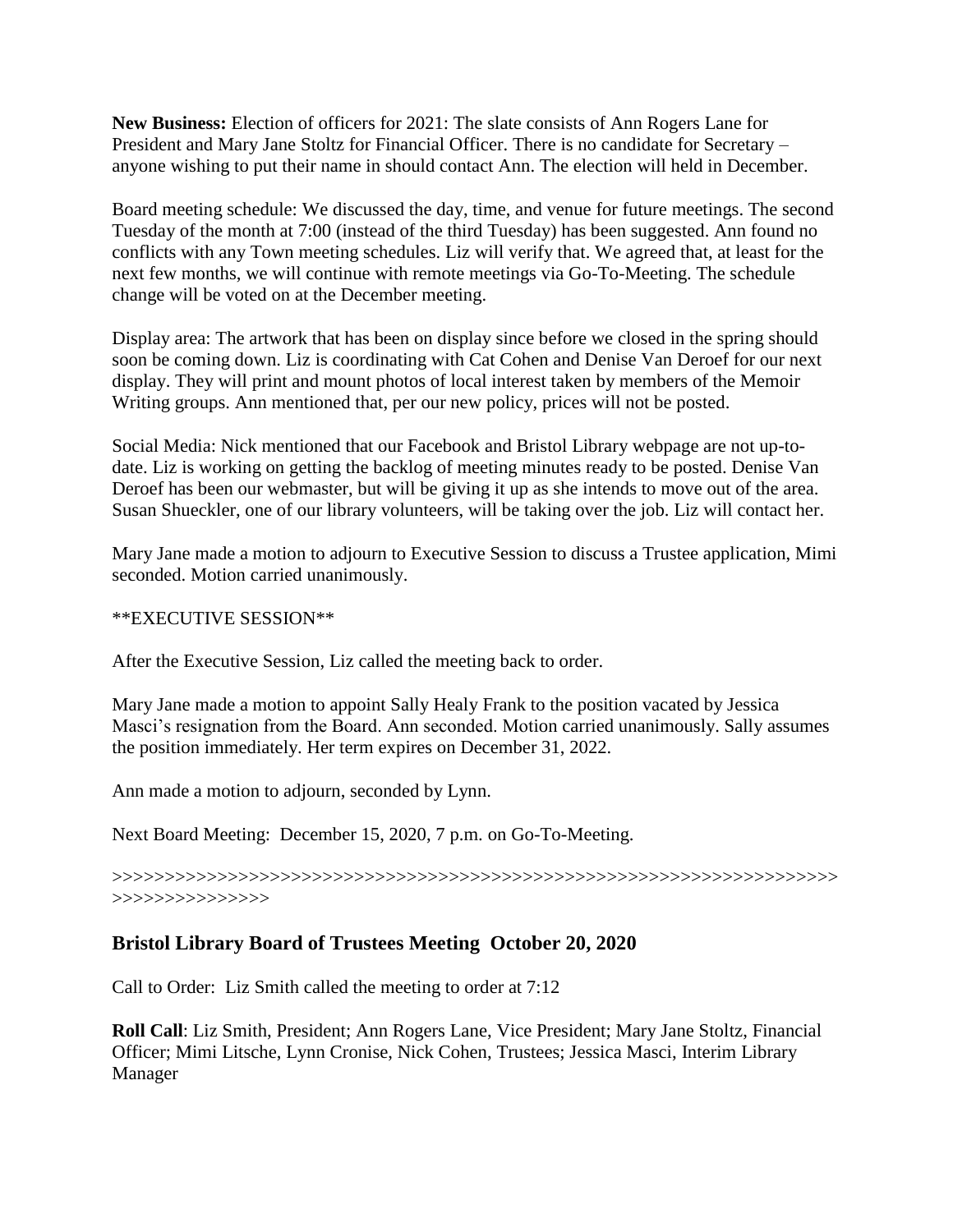**New Business:** Election of officers for 2021: The slate consists of Ann Rogers Lane for President and Mary Jane Stoltz for Financial Officer. There is no candidate for Secretary – anyone wishing to put their name in should contact Ann. The election will held in December.

Board meeting schedule: We discussed the day, time, and venue for future meetings. The second Tuesday of the month at 7:00 (instead of the third Tuesday) has been suggested. Ann found no conflicts with any Town meeting schedules. Liz will verify that. We agreed that, at least for the next few months, we will continue with remote meetings via Go-To-Meeting. The schedule change will be voted on at the December meeting.

Display area: The artwork that has been on display since before we closed in the spring should soon be coming down. Liz is coordinating with Cat Cohen and Denise Van Deroef for our next display. They will print and mount photos of local interest taken by members of the Memoir Writing groups. Ann mentioned that, per our new policy, prices will not be posted.

Social Media: Nick mentioned that our Facebook and Bristol Library webpage are not up-to-date. Liz is working on getting the backlog of meeting minutes ready to be posted. Denise Van Deroef has been our webmaster, but will be giving it up as she intends to move out of the area. Susan Shueckler, one of our library volunteers, will be taking over the job. Liz will contact her.

Mary Jane made a motion to adjourn to Executive Session to discuss a Trustee application, Mimi seconded. Motion carried unanimously.

**EXECUTIVE SESSION**

After the Executive Session, Liz called the meeting back to order.

Mary Jane made a motion to appoint Sally Healy Frank to the position vacated by Jessica Masci's resignation from the Board. Ann seconded. Motion carried unanimously. Sally assumes the position immediately. Her term expires on December 31, 2022.

Ann made a motion to adjourn, seconded by Lynn.

Next Board Meeting: December 15, 2020, 7 p.m. on Go-To-Meeting.

>>>>>>>>>>>>>>>>>>>>>>>>>>>>>>>>>>>>>>>>>>>>>>>>>>>>>>>>>>>>>>>>>>>>>>>>>>>>>>>>>>>>>>>>

## Bristol Library Board of Trustees Meeting October 20, 2020

Call to Order: Liz Smith called the meeting to order at 7:12

**Roll Call**: Liz Smith, President; Ann Rogers Lane, Vice President; Mary Jane Stoltz, Financial Officer; Mimi Litsche, Lynn Cronise, Nick Cohen, Trustees; Jessica Masci, Interim Library Manager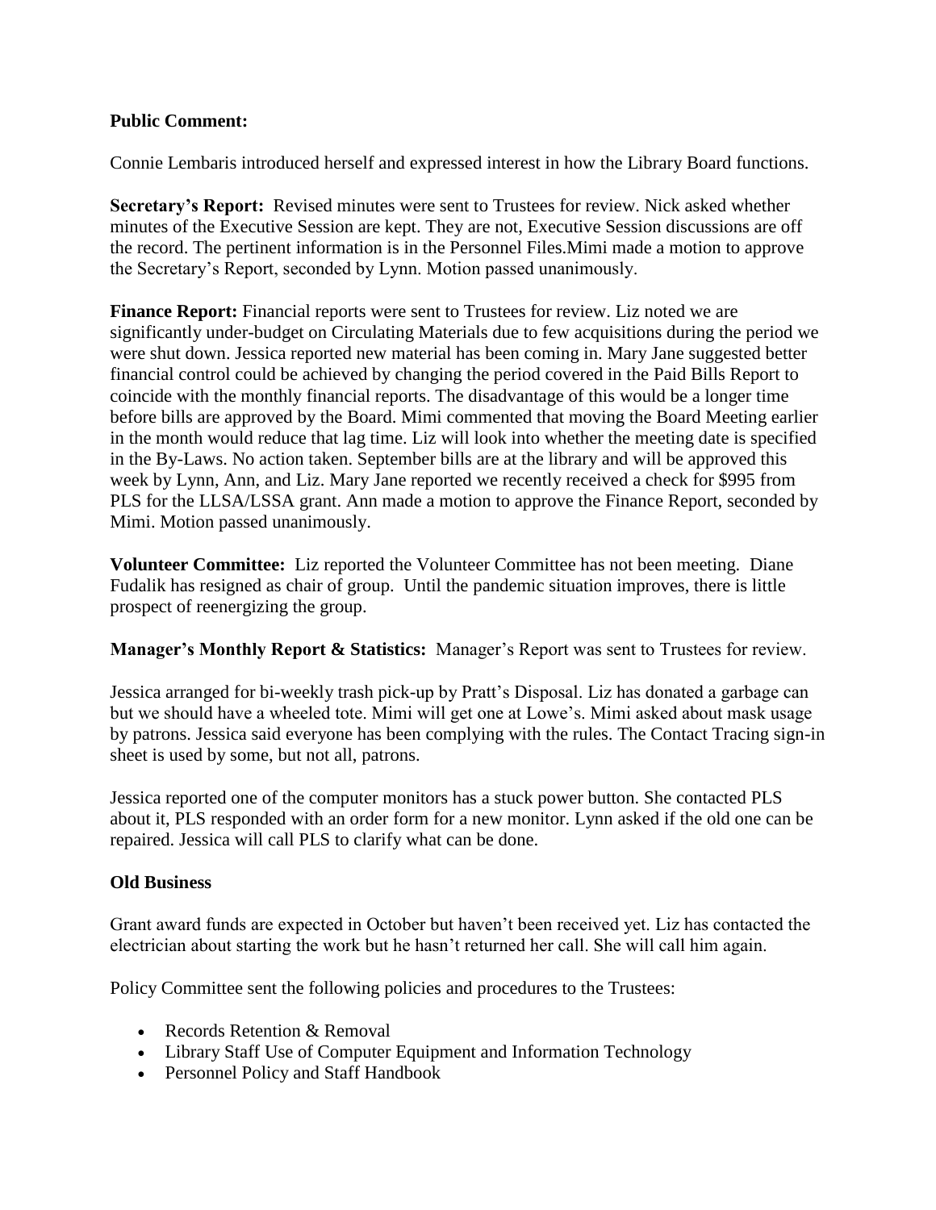**Public Comment:**

Connie Lembaris introduced herself and expressed interest in how the Library Board functions.

**Secretary's Report:** Revised minutes were sent to Trustees for review. Nick asked whether minutes of the Executive Session are kept. They are not, Executive Session discussions are off the record. The pertinent information is in the Personnel Files.Mimi made a motion to approve the Secretary's Report, seconded by Lynn. Motion passed unanimously.

**Finance Report:** Financial reports were sent to Trustees for review. Liz noted we are significantly under-budget on Circulating Materials due to few acquisitions during the period we were shut down. Jessica reported new material has been coming in. Mary Jane suggested better financial control could be achieved by changing the period covered in the Paid Bills Report to coincide with the monthly financial reports. The disadvantage of this would be a longer time before bills are approved by the Board. Mimi commented that moving the Board Meeting earlier in the month would reduce that lag time. Liz will look into whether the meeting date is specified in the By-Laws. No action taken. September bills are at the library and will be approved this week by Lynn, Ann, and Liz. Mary Jane reported we recently received a check for $995 from PLS for the LLSA/LSSA grant. Ann made a motion to approve the Finance Report, seconded by Mimi. Motion passed unanimously.

**Volunteer Committee:** Liz reported the Volunteer Committee has not been meeting. Diane Fudalik has resigned as chair of group. Until the pandemic situation improves, there is little prospect of reenergizing the group.

**Manager's Monthly Report & Statistics:** Manager's Report was sent to Trustees for review.

Jessica arranged for bi-weekly trash pick-up by Pratt's Disposal. Liz has donated a garbage can but we should have a wheeled tote. Mimi will get one at Lowe's. Mimi asked about mask usage by patrons. Jessica said everyone has been complying with the rules. The Contact Tracing sign-in sheet is used by some, but not all, patrons.

Jessica reported one of the computer monitors has a stuck power button. She contacted PLS about it, PLS responded with an order form for a new monitor. Lynn asked if the old one can be repaired. Jessica will call PLS to clarify what can be done.

**Old Business**

Grant award funds are expected in October but haven't been received yet. Liz has contacted the electrician about starting the work but he hasn't returned her call. She will call him again.

Policy Committee sent the following policies and procedures to the Trustees:

- Records Retention & Removal
- Library Staff Use of Computer Equipment and Information Technology
- Personnel Policy and Staff Handbook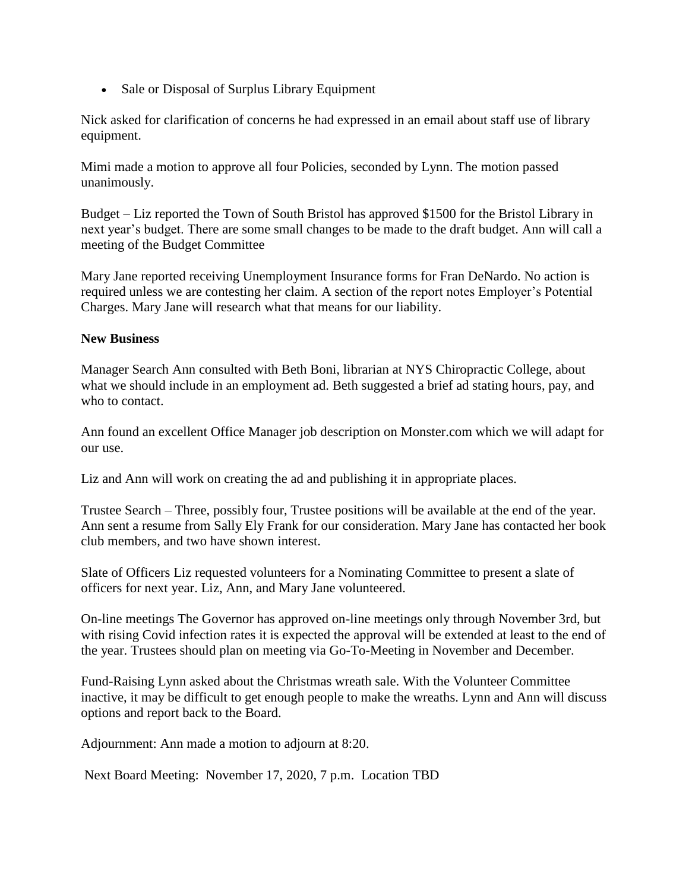- Sale or Disposal of Surplus Library Equipment

Nick asked for clarification of concerns he had expressed in an email about staff use of library equipment.

Mimi made a motion to approve all four Policies, seconded by Lynn. The motion passed unanimously.

Budget – Liz reported the Town of South Bristol has approved $1500 for the Bristol Library in next year's budget. There are some small changes to be made to the draft budget. Ann will call a meeting of the Budget Committee

Mary Jane reported receiving Unemployment Insurance forms for Fran DeNardo. No action is required unless we are contesting her claim. A section of the report notes Employer's Potential Charges. Mary Jane will research what that means for our liability.

**New Business**

Manager Search Ann consulted with Beth Boni, librarian at NYS Chiropractic College, about what we should include in an employment ad. Beth suggested a brief ad stating hours, pay, and who to contact.

Ann found an excellent Office Manager job description on Monster.com which we will adapt for our use.

Liz and Ann will work on creating the ad and publishing it in appropriate places.

Trustee Search – Three, possibly four, Trustee positions will be available at the end of the year. Ann sent a resume from Sally Ely Frank for our consideration. Mary Jane has contacted her book club members, and two have shown interest.

Slate of Officers Liz requested volunteers for a Nominating Committee to present a slate of officers for next year. Liz, Ann, and Mary Jane volunteered.

On-line meetings The Governor has approved on-line meetings only through November 3rd, but with rising Covid infection rates it is expected the approval will be extended at least to the end of the year. Trustees should plan on meeting via Go-To-Meeting in November and December.

Fund-Raising Lynn asked about the Christmas wreath sale. With the Volunteer Committee inactive, it may be difficult to get enough people to make the wreaths. Lynn and Ann will discuss options and report back to the Board.

Adjournment: Ann made a motion to adjourn at 8:20.

Next Board Meeting: November 17, 2020, 7 p.m. Location TBD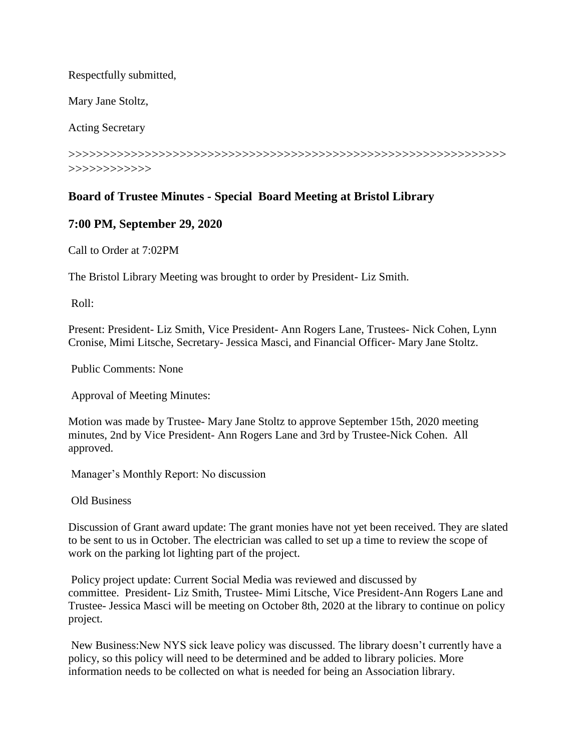Respectfully submitted,

Mary Jane Stoltz,

Acting Secretary

>>>>>>>>>>>>>>>>>>>>>>>>>>>>>>>>>>>>>>>>>>>>>>>>>>>>>>>>>>>>>>>>>>>>>>>>>>>>>>>>>>>>>>

## Board of Trustee Minutes - Special Board Meeting at Bristol Library

## 7:00 PM, September 29, 2020

Call to Order at 7:02PM

The Bristol Library Meeting was brought to order by President- Liz Smith.

Roll:

Present: President- Liz Smith, Vice President- Ann Rogers Lane, Trustees- Nick Cohen, Lynn Cronise, Mimi Litsche, Secretary- Jessica Masci, and Financial Officer- Mary Jane Stoltz.

Public Comments: None

Approval of Meeting Minutes:

Motion was made by Trustee- Mary Jane Stoltz to approve September 15th, 2020 meeting minutes, 2nd by Vice President- Ann Rogers Lane and 3rd by Trustee-Nick Cohen. All approved.

Manager's Monthly Report: No discussion

Old Business

Discussion of Grant award update: The grant monies have not yet been received. They are slated to be sent to us in October. The electrician was called to set up a time to review the scope of work on the parking lot lighting part of the project.

Policy project update: Current Social Media was reviewed and discussed by committee. President- Liz Smith, Trustee- Mimi Litsche, Vice President-Ann Rogers Lane and Trustee- Jessica Masci will be meeting on October 8th, 2020 at the library to continue on policy project.

New Business:New NYS sick leave policy was discussed. The library doesn't currently have a policy, so this policy will need to be determined and be added to library policies. More information needs to be collected on what is needed for being an Association library.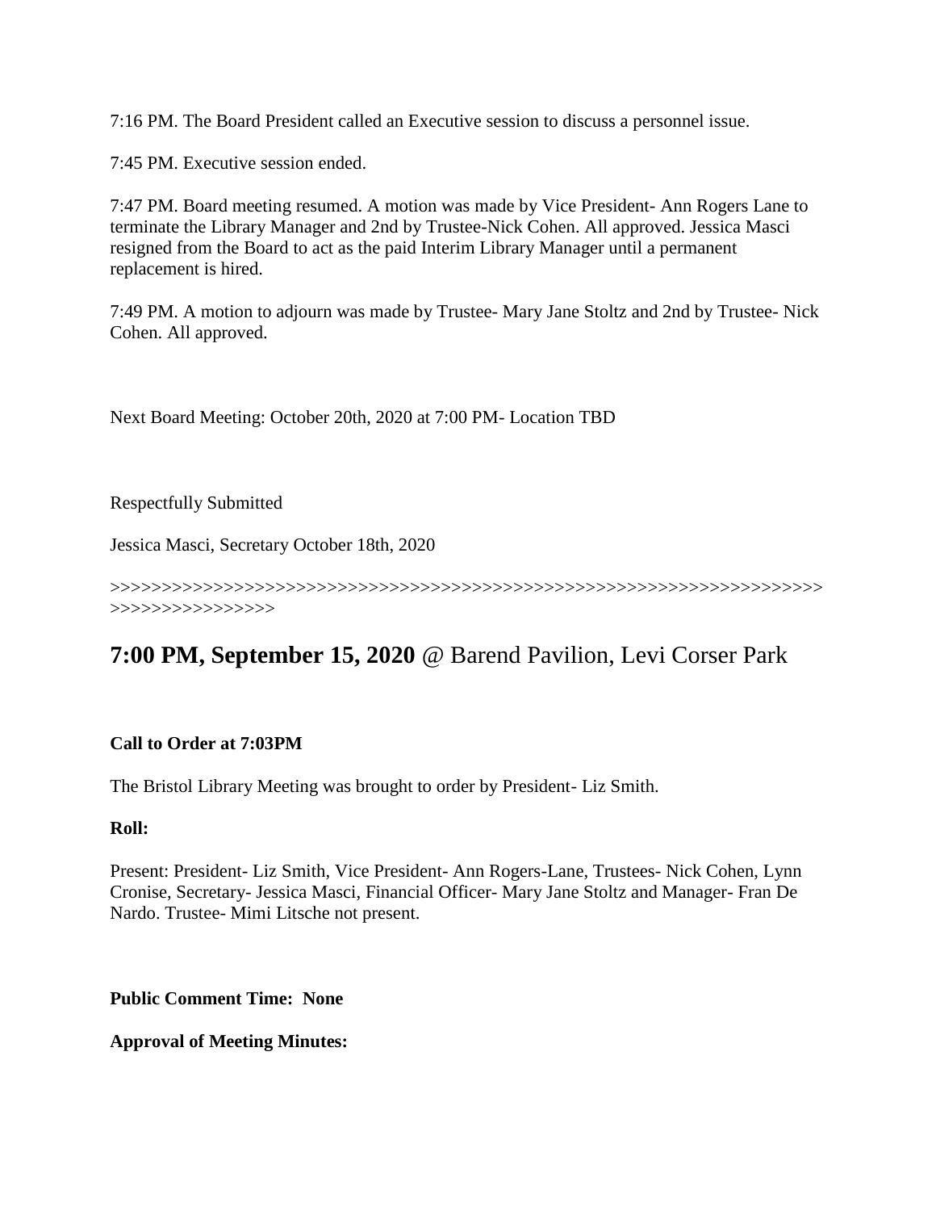7:16 PM. The Board President called an Executive session to discuss a personnel issue.

7:45 PM. Executive session ended.

7:47 PM. Board meeting resumed. A motion was made by Vice President- Ann Rogers Lane to terminate the Library Manager and 2nd by Trustee-Nick Cohen. All approved. Jessica Masci resigned from the Board to act as the paid Interim Library Manager until a permanent replacement is hired.

7:49 PM. A motion to adjourn was made by Trustee- Mary Jane Stoltz and 2nd by Trustee- Nick Cohen. All approved.

Next Board Meeting: October 20th, 2020 at 7:00 PM- Location TBD

Respectfully Submitted

Jessica Masci, Secretary October 18th, 2020

>>>>>>>>>>>>>>>>>>>>>>>>>>>>>>>>>>>>>>>>>>>>>>>>>>>>>>>>>>>>>>>>>>>>>>>>>>>>>>>>>>>>>>>>

## **7:00 PM, September 15, 2020** @ Barend Pavilion, Levi Corser Park

**Call to Order at 7:03PM**

The Bristol Library Meeting was brought to order by President- Liz Smith.

**Roll:**

Present: President- Liz Smith, Vice President- Ann Rogers-Lane, Trustees- Nick Cohen, Lynn Cronise, Secretary- Jessica Masci, Financial Officer- Mary Jane Stoltz and Manager- Fran De Nardo. Trustee- Mimi Litsche not present.

**Public Comment Time: None**

**Approval of Meeting Minutes:**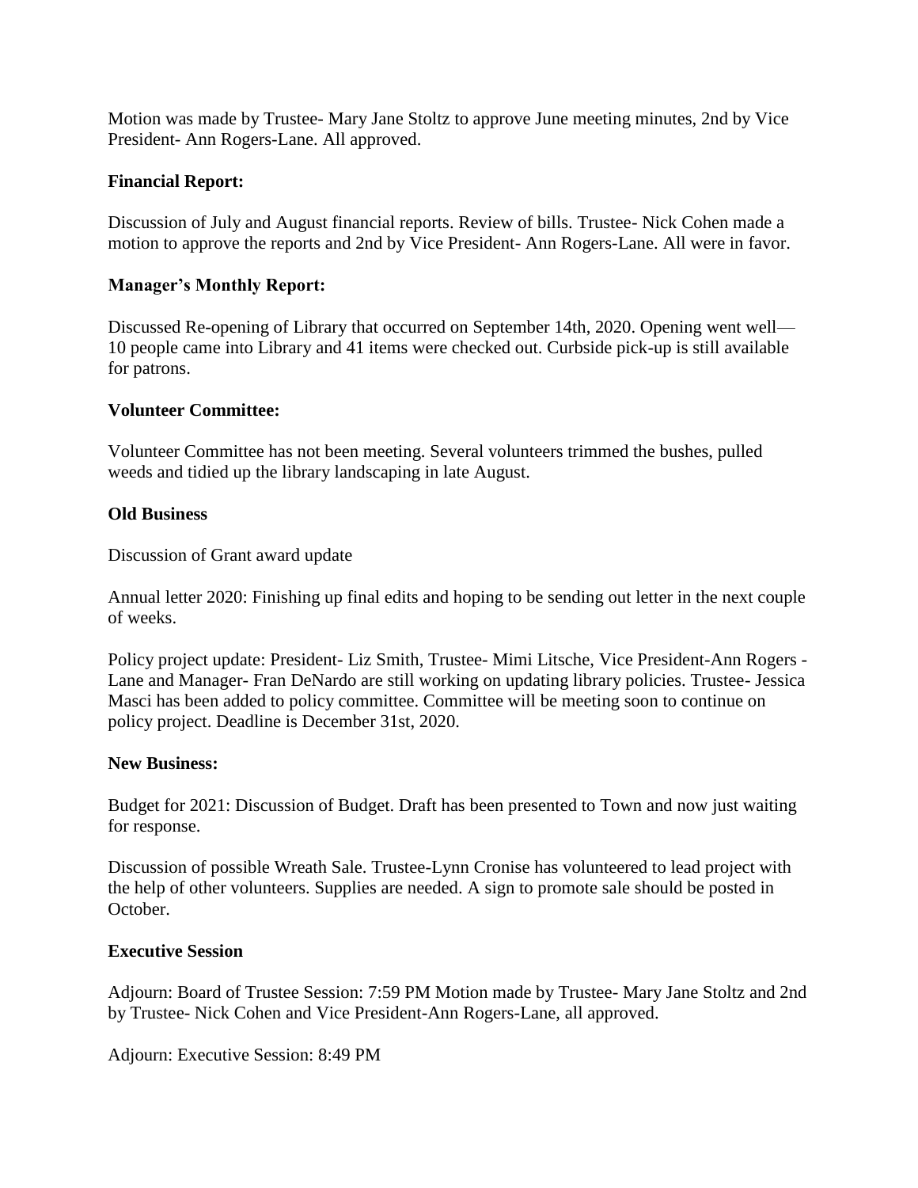Motion was made by Trustee- Mary Jane Stoltz to approve June meeting minutes, 2nd by Vice President- Ann Rogers-Lane. All approved.

**Financial Report:**

Discussion of July and August financial reports. Review of bills. Trustee- Nick Cohen made a motion to approve the reports and 2nd by Vice President- Ann Rogers-Lane. All were in favor.

**Manager's Monthly Report:**

Discussed Re-opening of Library that occurred on September 14th, 2020. Opening went well—10 people came into Library and 41 items were checked out. Curbside pick-up is still available for patrons.

**Volunteer Committee:**

Volunteer Committee has not been meeting. Several volunteers trimmed the bushes, pulled weeds and tidied up the library landscaping in late August.

**Old Business**

Discussion of Grant award update

Annual letter 2020: Finishing up final edits and hoping to be sending out letter in the next couple of weeks.

Policy project update: President- Liz Smith, Trustee- Mimi Litsche, Vice President-Ann Rogers - Lane and Manager- Fran DeNardo are still working on updating library policies. Trustee- Jessica Masci has been added to policy committee. Committee will be meeting soon to continue on policy project. Deadline is December 31st, 2020.

**New Business:**

Budget for 2021: Discussion of Budget. Draft has been presented to Town and now just waiting for response.

Discussion of possible Wreath Sale. Trustee-Lynn Cronise has volunteered to lead project with the help of other volunteers. Supplies are needed. A sign to promote sale should be posted in October.

**Executive Session**

Adjourn: Board of Trustee Session: 7:59 PM Motion made by Trustee- Mary Jane Stoltz and 2nd by Trustee- Nick Cohen and Vice President-Ann Rogers-Lane, all approved.

Adjourn: Executive Session: 8:49 PM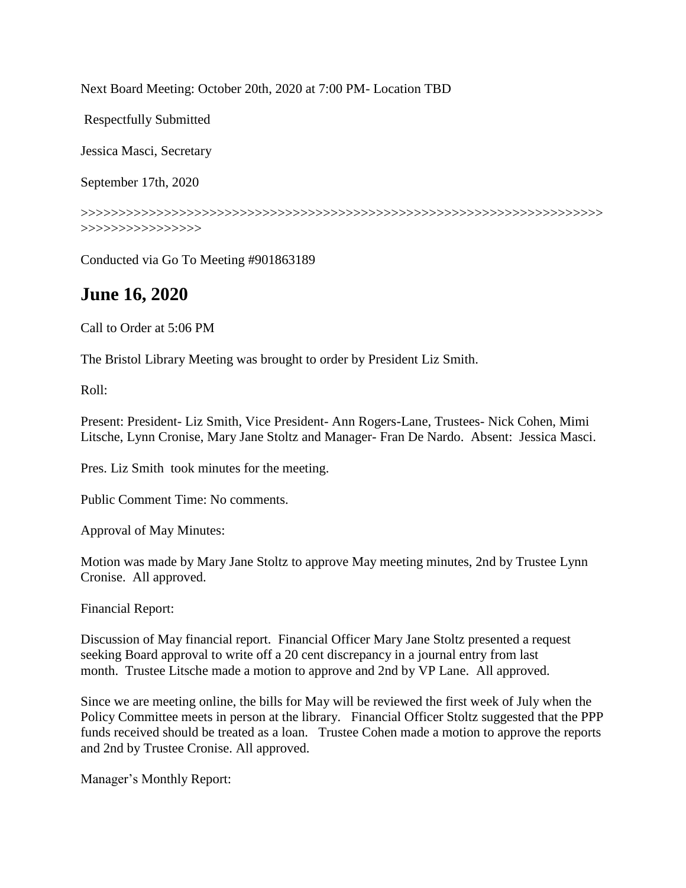Next Board Meeting: October 20th, 2020 at 7:00 PM- Location TBD

Respectfully Submitted

Jessica Masci, Secretary

September 17th, 2020

>>>>>>>>>>>>>>>>>>>>>>>>>>>>>>>>>>>>>>>>>>>>>>>>>>>>>>>>>>>>>>>>>>>>>>>>>>>>>>>>>>>>>>>>>>

Conducted via Go To Meeting #901863189

## June 16, 2020

Call to Order at 5:06 PM

The Bristol Library Meeting was brought to order by President Liz Smith.

Roll:

Present: President- Liz Smith, Vice President- Ann Rogers-Lane, Trustees- Nick Cohen, Mimi Litsche, Lynn Cronise, Mary Jane Stoltz and Manager- Fran De Nardo. Absent: Jessica Masci.

Pres. Liz Smith took minutes for the meeting.

Public Comment Time: No comments.

Approval of May Minutes:

Motion was made by Mary Jane Stoltz to approve May meeting minutes, 2nd by Trustee Lynn Cronise. All approved.

Financial Report:

Discussion of May financial report. Financial Officer Mary Jane Stoltz presented a request seeking Board approval to write off a 20 cent discrepancy in a journal entry from last month. Trustee Litsche made a motion to approve and 2nd by VP Lane. All approved.

Since we are meeting online, the bills for May will be reviewed the first week of July when the Policy Committee meets in person at the library. Financial Officer Stoltz suggested that the PPP funds received should be treated as a loan. Trustee Cohen made a motion to approve the reports and 2nd by Trustee Cronise. All approved.

Manager's Monthly Report: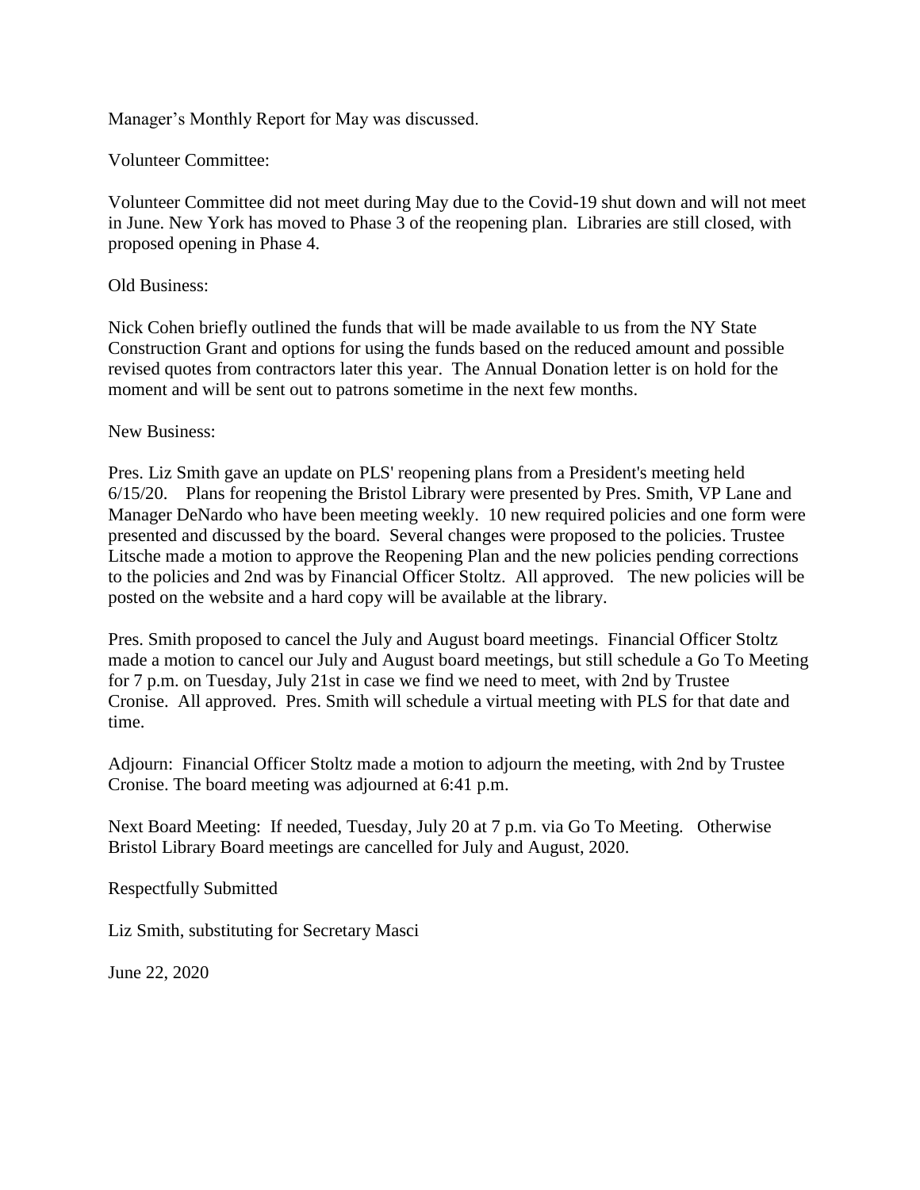Manager's Monthly Report for May was discussed.

Volunteer Committee:

Volunteer Committee did not meet during May due to the Covid-19 shut down and will not meet in June. New York has moved to Phase 3 of the reopening plan. Libraries are still closed, with proposed opening in Phase 4.

Old Business:

Nick Cohen briefly outlined the funds that will be made available to us from the NY State Construction Grant and options for using the funds based on the reduced amount and possible revised quotes from contractors later this year. The Annual Donation letter is on hold for the moment and will be sent out to patrons sometime in the next few months.

New Business:

Pres. Liz Smith gave an update on PLS' reopening plans from a President's meeting held 6/15/20. Plans for reopening the Bristol Library were presented by Pres. Smith, VP Lane and Manager DeNardo who have been meeting weekly. 10 new required policies and one form were presented and discussed by the board. Several changes were proposed to the policies. Trustee Litsche made a motion to approve the Reopening Plan and the new policies pending corrections to the policies and 2nd was by Financial Officer Stoltz. All approved. The new policies will be posted on the website and a hard copy will be available at the library.

Pres. Smith proposed to cancel the July and August board meetings. Financial Officer Stoltz made a motion to cancel our July and August board meetings, but still schedule a Go To Meeting for 7 p.m. on Tuesday, July 21st in case we find we need to meet, with 2nd by Trustee Cronise. All approved. Pres. Smith will schedule a virtual meeting with PLS for that date and time.

Adjourn: Financial Officer Stoltz made a motion to adjourn the meeting, with 2nd by Trustee Cronise. The board meeting was adjourned at 6:41 p.m.

Next Board Meeting: If needed, Tuesday, July 20 at 7 p.m. via Go To Meeting. Otherwise Bristol Library Board meetings are cancelled for July and August, 2020.

Respectfully Submitted

Liz Smith, substituting for Secretary Masci

June 22, 2020